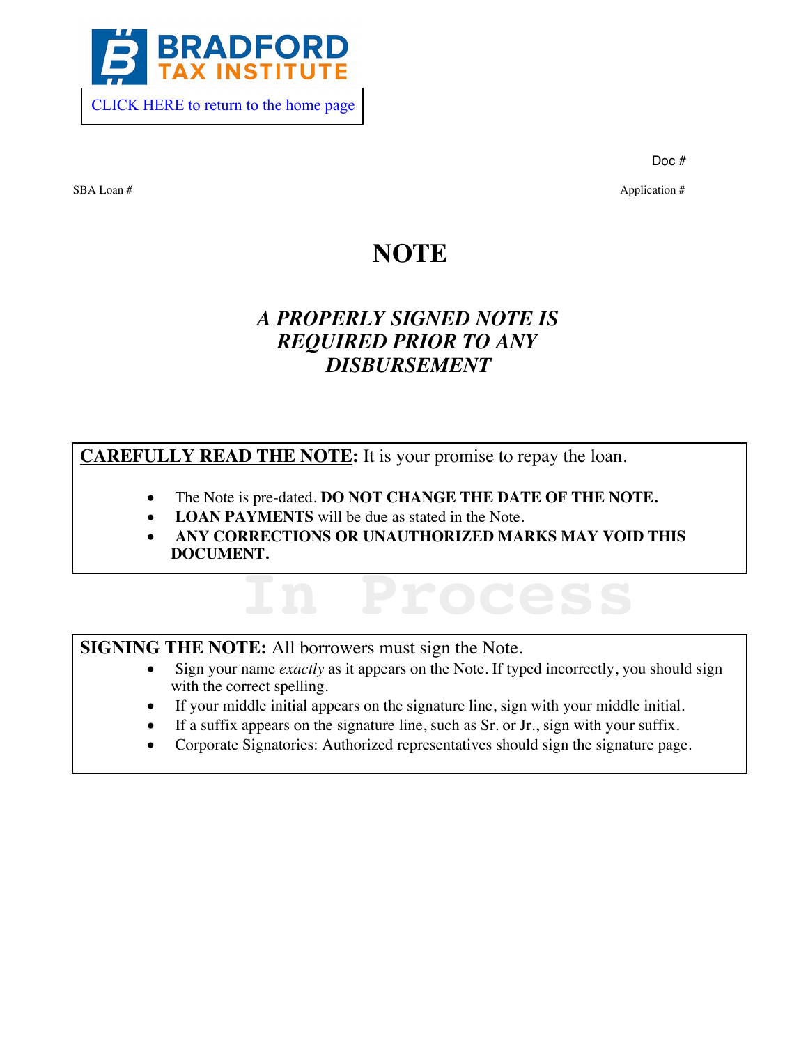BRADFORD TAX INSTITUTE

CLICK HERE to return to the home page

Doc #

SBA Loan # | Application #

# NOTE

***A PROPERLY SIGNED NOTE IS REQUIRED PRIOR TO ANY DISBURSEMENT***

**CAREFULLY READ THE NOTE:** It is your promise to repay the loan.

- The Note is pre-dated. **DO NOT CHANGE THE DATE OF THE NOTE.**
- **LOAN PAYMENTS** will be due as stated in the Note.
- **ANY CORRECTIONS OR UNAUTHORIZED MARKS MAY VOID THIS DOCUMENT.**

In Process

**SIGNING THE NOTE:** All borrowers must sign the Note.

- Sign your name *exactly* as it appears on the Note. If typed incorrectly, you should sign with the correct spelling.
- If your middle initial appears on the signature line, sign with your middle initial.
- If a suffix appears on the signature line, such as Sr. or Jr., sign with your suffix.
- Corporate Signatories: Authorized representatives should sign the signature page.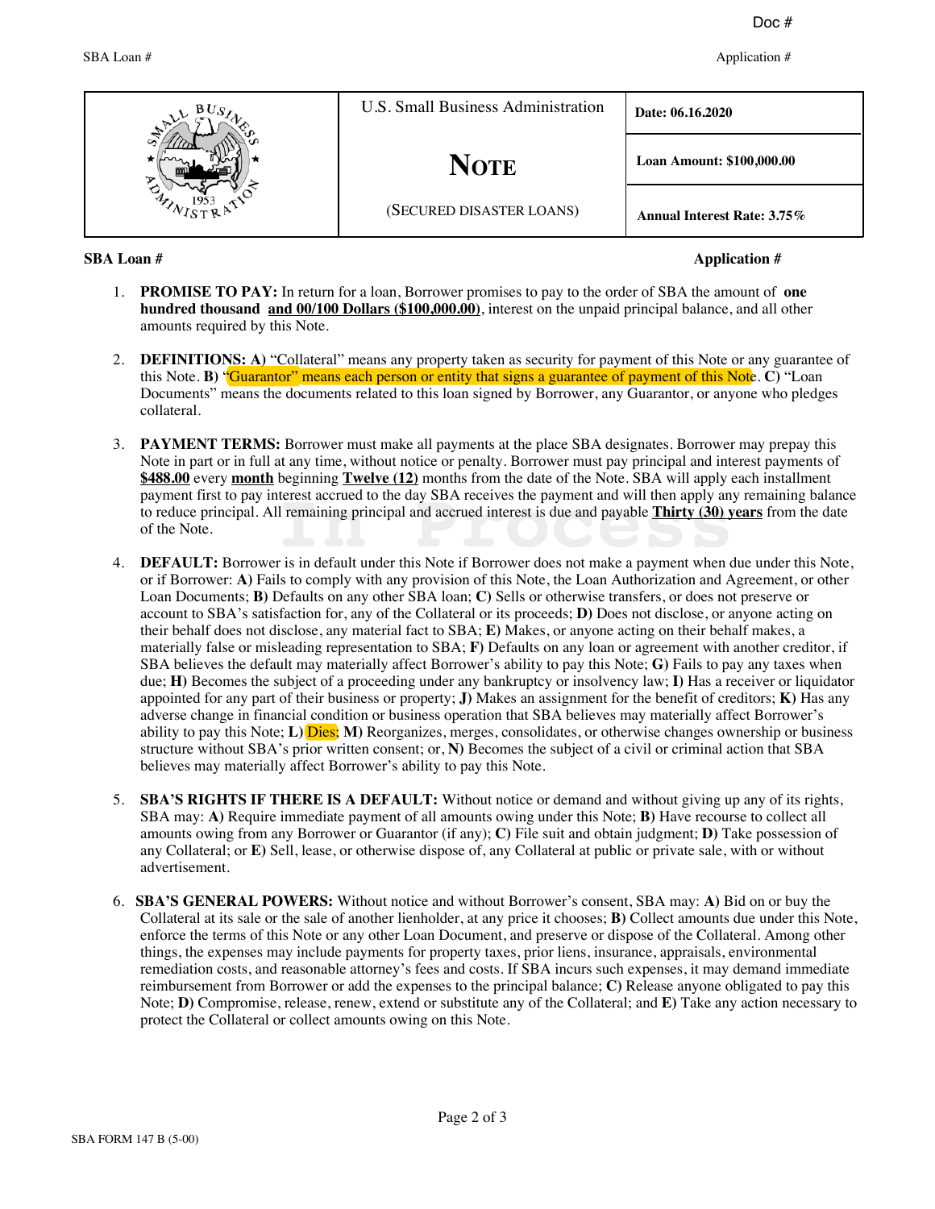| | U.S. Small Business Administration | **Date: 06.16.2020** |
|---|---|---|
| | **NOTE** | **Loan Amount: $100,000.00** |
| | (SECURED DISASTER LOANS) | **Annual Interest Rate: 3.75%** |

**SBA Loan #** **Application #**

1. **PROMISE TO PAY:** In return for a loan, Borrower promises to pay to the order of SBA the amount of **one hundred thousand and 00/100 Dollars ($100,000.00)**, interest on the unpaid principal balance, and all other amounts required by this Note.

2. **DEFINITIONS: A)** "Collateral" means any property taken as security for payment of this Note or any guarantee of this Note. **B)** "Guarantor" means each person or entity that signs a guarantee of payment of this Note. **C)** "Loan Documents" means the documents related to this loan signed by Borrower, any Guarantor, or anyone who pledges collateral.

3. **PAYMENT TERMS:** Borrower must make all payments at the place SBA designates. Borrower may prepay this Note in part or in full at any time, without notice or penalty. Borrower must pay principal and interest payments of **$488.00** every **month** beginning **Twelve (12)** months from the date of the Note. SBA will apply each installment payment first to pay interest accrued to the day SBA receives the payment and will then apply any remaining balance to reduce principal. All remaining principal and accrued interest is due and payable **Thirty (30) years** from the date of the Note.

4. **DEFAULT:** Borrower is in default under this Note if Borrower does not make a payment when due under this Note, or if Borrower: **A)** Fails to comply with any provision of this Note, the Loan Authorization and Agreement, or other Loan Documents; **B)** Defaults on any other SBA loan; **C)** Sells or otherwise transfers, or does not preserve or account to SBA's satisfaction for, any of the Collateral or its proceeds; **D)** Does not disclose, or anyone acting on their behalf does not disclose, any material fact to SBA; **E)** Makes, or anyone acting on their behalf makes, a materially false or misleading representation to SBA; **F)** Defaults on any loan or agreement with another creditor, if SBA believes the default may materially affect Borrower's ability to pay this Note; **G)** Fails to pay any taxes when due; **H)** Becomes the subject of a proceeding under any bankruptcy or insolvency law; **I)** Has a receiver or liquidator appointed for any part of their business or property; **J)** Makes an assignment for the benefit of creditors; **K)** Has any adverse change in financial condition or business operation that SBA believes may materially affect Borrower's ability to pay this Note; **L)** Dies; **M)** Reorganizes, merges, consolidates, or otherwise changes ownership or business structure without SBA's prior written consent; or, **N)** Becomes the subject of a civil or criminal action that SBA believes may materially affect Borrower's ability to pay this Note.

5. **SBA'S RIGHTS IF THERE IS A DEFAULT:** Without notice or demand and without giving up any of its rights, SBA may: **A)** Require immediate payment of all amounts owing under this Note; **B)** Have recourse to collect all amounts owing from any Borrower or Guarantor (if any); **C)** File suit and obtain judgment; **D)** Take possession of any Collateral; or **E)** Sell, lease, or otherwise dispose of, any Collateral at public or private sale, with or without advertisement.

6. **SBA'S GENERAL POWERS:** Without notice and without Borrower's consent, SBA may: **A)** Bid on or buy the Collateral at its sale or the sale of another lienholder, at any price it chooses; **B)** Collect amounts due under this Note, enforce the terms of this Note or any other Loan Document, and preserve or dispose of the Collateral. Among other things, the expenses may include payments for property taxes, prior liens, insurance, appraisals, environmental remediation costs, and reasonable attorney's fees and costs. If SBA incurs such expenses, it may demand immediate reimbursement from Borrower or add the expenses to the principal balance; **C)** Release anyone obligated to pay this Note; **D)** Compromise, release, renew, extend or substitute any of the Collateral; and **E)** Take any action necessary to protect the Collateral or collect amounts owing on this Note.

SBA FORM 147 B (5-00)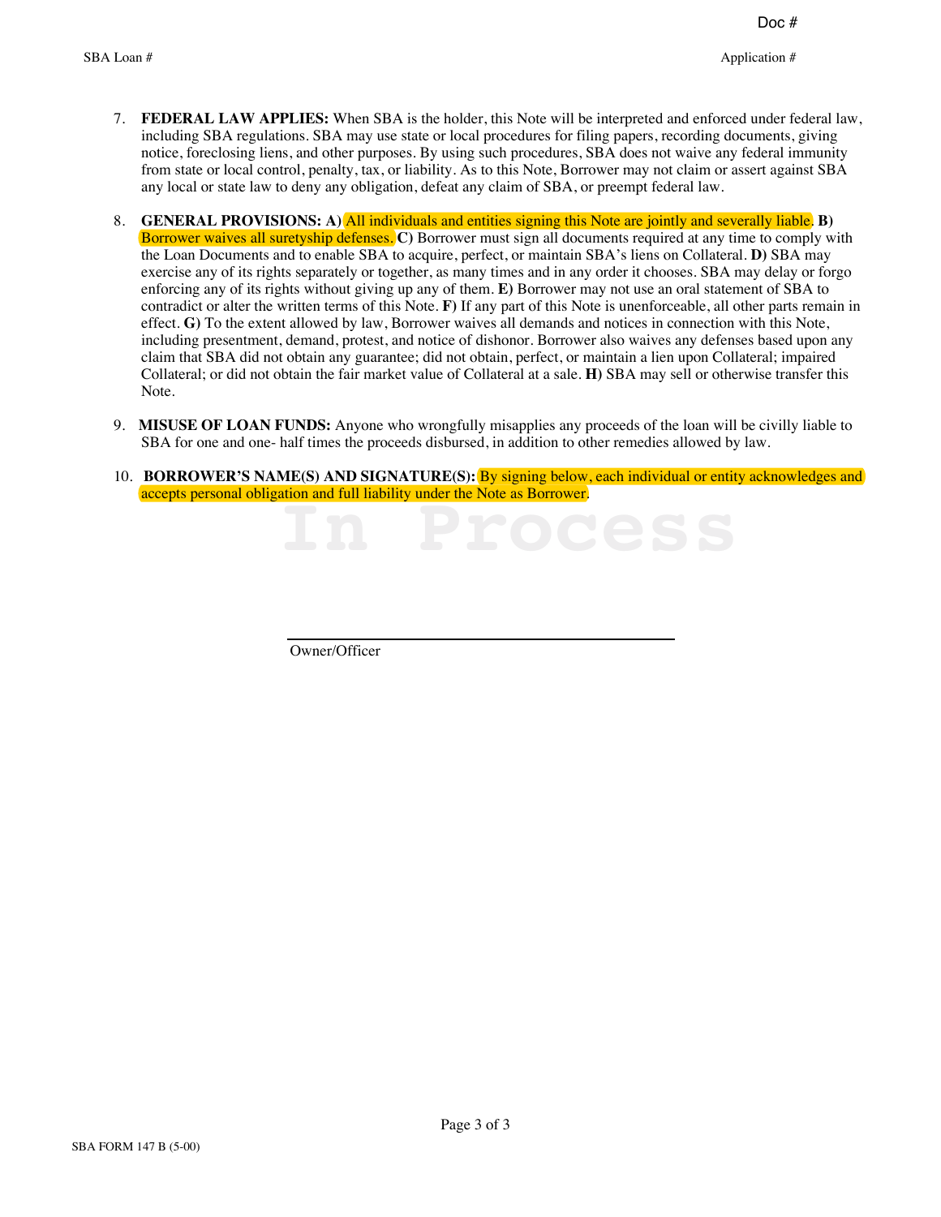7. **FEDERAL LAW APPLIES:** When SBA is the holder, this Note will be interpreted and enforced under federal law, including SBA regulations. SBA may use state or local procedures for filing papers, recording documents, giving notice, foreclosing liens, and other purposes. By using such procedures, SBA does not waive any federal immunity from state or local control, penalty, tax, or liability. As to this Note, Borrower may not claim or assert against SBA any local or state law to deny any obligation, defeat any claim of SBA, or preempt federal law.

8. **GENERAL PROVISIONS: A)** All individuals and entities signing this Note are jointly and severally liable. **B)** Borrower waives all suretyship defenses. **C)** Borrower must sign all documents required at any time to comply with the Loan Documents and to enable SBA to acquire, perfect, or maintain SBA's liens on Collateral. **D)** SBA may exercise any of its rights separately or together, as many times and in any order it chooses. SBA may delay or forgo enforcing any of its rights without giving up any of them. **E)** Borrower may not use an oral statement of SBA to contradict or alter the written terms of this Note. **F)** If any part of this Note is unenforceable, all other parts remain in effect. **G)** To the extent allowed by law, Borrower waives all demands and notices in connection with this Note, including presentment, demand, protest, and notice of dishonor. Borrower also waives any defenses based upon any claim that SBA did not obtain any guarantee; did not obtain, perfect, or maintain a lien upon Collateral; impaired Collateral; or did not obtain the fair market value of Collateral at a sale. **H)** SBA may sell or otherwise transfer this Note.

9. **MISUSE OF LOAN FUNDS:** Anyone who wrongfully misapplies any proceeds of the loan will be civilly liable to SBA for one and one- half times the proceeds disbursed, in addition to other remedies allowed by law.

10. **BORROWER'S NAME(S) AND SIGNATURE(S):** By signing below, each individual or entity acknowledges and accepts personal obligation and full liability under the Note as Borrower.

In Process

\_\_\_\_\_\_\_\_\_\_\_\_\_\_\_\_\_\_\_\_\_\_\_\_\_\_\_\_\_\_\_\_\_\_\_\_\_\_\_\_

Owner/Officer

SBA FORM 147 B (5-00)